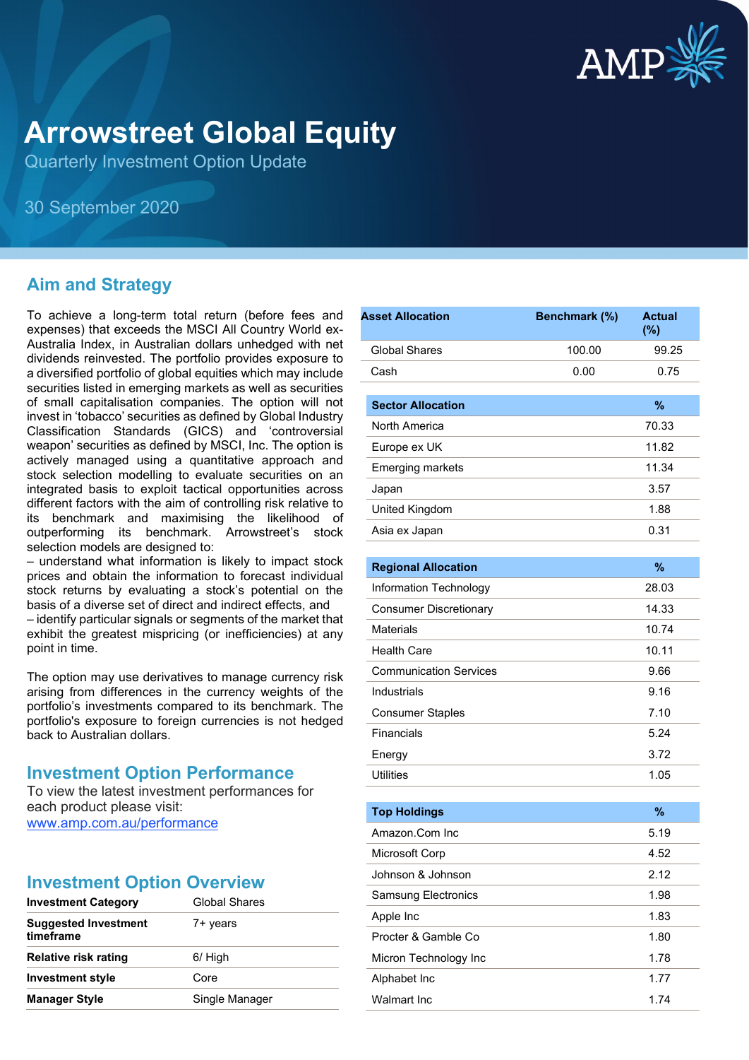# Arrowstreet Global Equity

Quarterly Investment Option Update

30 September 2020

## Aim and Strategy

To achieve a long-term total return (before fees and expenses) that exceeds the MSCI All Country World ex-Australia Index, in Australian dollars unhedged with net dividends reinvested. The portfolio provides exposure to a diversified portfolio of global equities which may include securities listed in emerging markets as well as securities of small capitalisation companies. The option will not invest in 'tobacco' securities as defined by Global Industry Classification Standards (GICS) and 'controversial weapon' securities as defined by MSCI, Inc. The option is actively managed using a quantitative approach and stock selection modelling to evaluate securities on an integrated basis to exploit tactical opportunities across different factors with the aim of controlling risk relative to its benchmark and maximising the likelihood of outperforming its benchmark. Arrowstreet's stock selection models are designed to:

– understand what information is likely to impact stock prices and obtain the information to forecast individual stock returns by evaluating a stock's potential on the basis of a diverse set of direct and indirect effects, and

– identify particular signals or segments of the market that exhibit the greatest mispricing (or inefficiencies) at any point in time.

The option may use derivatives to manage currency risk arising from differences in the currency weights of the portfolio's investments compared to its benchmark. The portfolio's exposure to foreign currencies is not hedged back to Australian dollars.

## Investment Option Performance

To view the latest investment performances for each product please visit:
www.amp.com.au/performance

## Investment Option Overview

| | |
|---|---|
| **Investment Category** | Global Shares |
| **Suggested Investment timeframe** | 7+ years |
| **Relative risk rating** | 6/ High |
| **Investment style** | Core |
| **Manager Style** | Single Manager |

| Asset Allocation | Benchmark (%) | Actual (%) |
|---|---|---|
| Global Shares | 100.00 | 99.25 |
| Cash | 0.00 | 0.75 |

| Sector Allocation | % |
|---|---|
| North America | 70.33 |
| Europe ex UK | 11.82 |
| Emerging markets | 11.34 |
| Japan | 3.57 |
| United Kingdom | 1.88 |
| Asia ex Japan | 0.31 |

| Regional Allocation | % |
|---|---|
| Information Technology | 28.03 |
| Consumer Discretionary | 14.33 |
| Materials | 10.74 |
| Health Care | 10.11 |
| Communication Services | 9.66 |
| Industrials | 9.16 |
| Consumer Staples | 7.10 |
| Financials | 5.24 |
| Energy | 3.72 |
| Utilities | 1.05 |

| Top Holdings | % |
|---|---|
| Amazon.Com Inc | 5.19 |
| Microsoft Corp | 4.52 |
| Johnson & Johnson | 2.12 |
| Samsung Electronics | 1.98 |
| Apple Inc | 1.83 |
| Procter & Gamble Co | 1.80 |
| Micron Technology Inc | 1.78 |
| Alphabet Inc | 1.77 |
| Walmart Inc | 1.74 |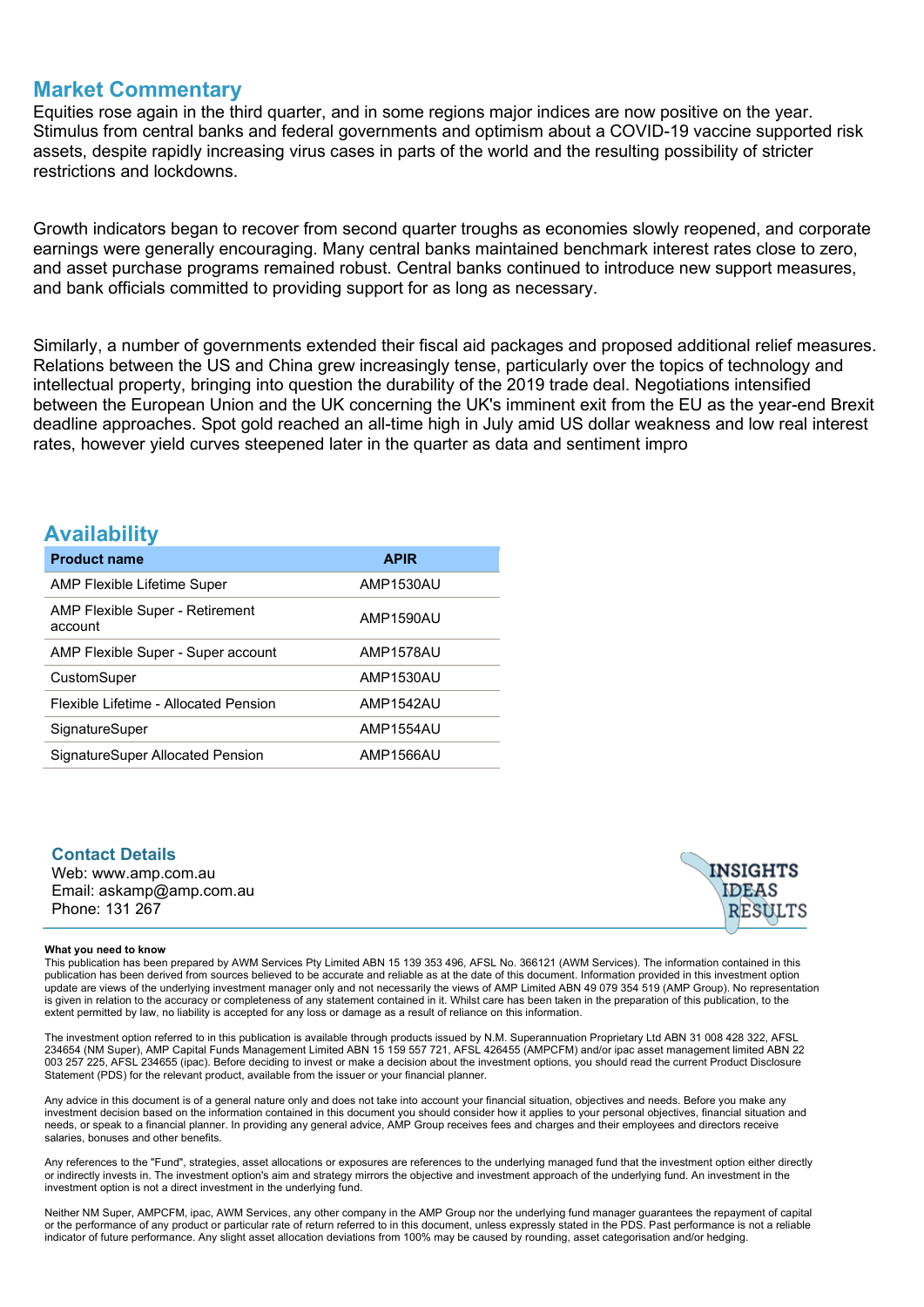## Market Commentary

Equities rose again in the third quarter, and in some regions major indices are now positive on the year. Stimulus from central banks and federal governments and optimism about a COVID-19 vaccine supported risk assets, despite rapidly increasing virus cases in parts of the world and the resulting possibility of stricter restrictions and lockdowns.

Growth indicators began to recover from second quarter troughs as economies slowly reopened, and corporate earnings were generally encouraging. Many central banks maintained benchmark interest rates close to zero, and asset purchase programs remained robust. Central banks continued to introduce new support measures, and bank officials committed to providing support for as long as necessary.

Similarly, a number of governments extended their fiscal aid packages and proposed additional relief measures. Relations between the US and China grew increasingly tense, particularly over the topics of technology and intellectual property, bringing into question the durability of the 2019 trade deal. Negotiations intensified between the European Union and the UK concerning the UK's imminent exit from the EU as the year-end Brexit deadline approaches. Spot gold reached an all-time high in July amid US dollar weakness and low real interest rates, however yield curves steepened later in the quarter as data and sentiment impro

## Availability

| Product name | APIR |
|---|---|
| AMP Flexible Lifetime Super | AMP1530AU |
| AMP Flexible Super - Retirement account | AMP1590AU |
| AMP Flexible Super - Super account | AMP1578AU |
| CustomSuper | AMP1530AU |
| Flexible Lifetime - Allocated Pension | AMP1542AU |
| SignatureSuper | AMP1554AU |
| SignatureSuper Allocated Pension | AMP1566AU |

### Contact Details

Web: www.amp.com.au
Email: askamp@amp.com.au
Phone: 131 267

INSIGHTS
IDEAS
RESULTS

**What you need to know**

This publication has been prepared by AWM Services Pty Limited ABN 15 139 353 496, AFSL No. 366121 (AWM Services). The information contained in this publication has been derived from sources believed to be accurate and reliable as at the date of this document. Information provided in this investment option update are views of the underlying investment manager only and not necessarily the views of AMP Limited ABN 49 079 354 519 (AMP Group). No representation is given in relation to the accuracy or completeness of any statement contained in it. Whilst care has been taken in the preparation of this publication, to the extent permitted by law, no liability is accepted for any loss or damage as a result of reliance on this information.

The investment option referred to in this publication is available through products issued by N.M. Superannuation Proprietary Ltd ABN 31 008 428 322, AFSL 234654 (NM Super), AMP Capital Funds Management Limited ABN 15 159 557 721, AFSL 426455 (AMPCFM) and/or ipac asset management limited ABN 22 003 257 225, AFSL 234655 (ipac). Before deciding to invest or make a decision about the investment options, you should read the current Product Disclosure Statement (PDS) for the relevant product, available from the issuer or your financial planner.

Any advice in this document is of a general nature only and does not take into account your financial situation, objectives and needs. Before you make any investment decision based on the information contained in this document you should consider how it applies to your personal objectives, financial situation and needs, or speak to a financial planner. In providing any general advice, AMP Group receives fees and charges and their employees and directors receive salaries, bonuses and other benefits.

Any references to the "Fund", strategies, asset allocations or exposures are references to the underlying managed fund that the investment option either directly or indirectly invests in. The investment option's aim and strategy mirrors the objective and investment approach of the underlying fund. An investment in the investment option is not a direct investment in the underlying fund.

Neither NM Super, AMPCFM, ipac, AWM Services, any other company in the AMP Group nor the underlying fund manager guarantees the repayment of capital or the performance of any product or particular rate of return referred to in this document, unless expressly stated in the PDS. Past performance is not a reliable indicator of future performance. Any slight asset allocation deviations from 100% may be caused by rounding, asset categorisation and/or hedging.